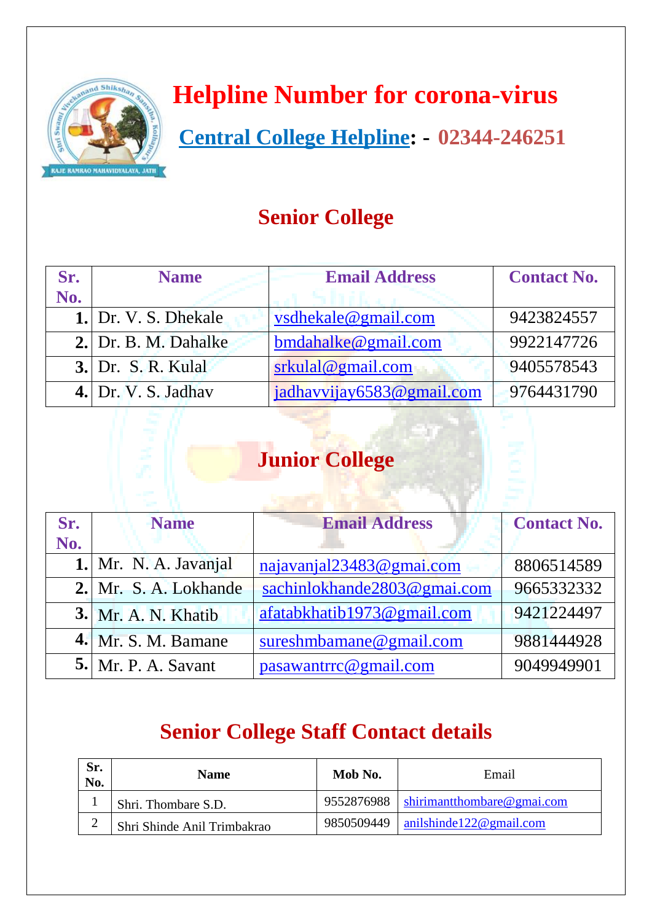# Helpline Number for corona-virus

**Central College Helpline: - 02344-246251**

## Senior College

| Sr. No. | Name | Email Address | Contact No. |
|---|---|---|---|
| 1. | Dr. V. S. Dhekale | vsdhekale@gmail.com | 9423824557 |
| 2. | Dr. B. M. Dahalke | bmdahalke@gmail.com | 9922147726 |
| 3. | Dr. S. R. Kulal | srkulal@gmail.com | 9405578543 |
| 4. | Dr. V. S. Jadhav | jadhavvijay6583@gmail.com | 9764431790 |

## Junior College

| Sr. No. | Name | Email Address | Contact No. |
|---|---|---|---|
| 1. | Mr. N. A. Javanjal | najavanjal23483@gmai.com | 8806514589 |
| 2. | Mr. S. A. Lokhande | sachinlokhande2803@gmai.com | 9665332332 |
| 3. | Mr. A. N. Khatib | afatabkhatib1973@gmail.com | 9421224497 |
| 4. | Mr. S. M. Bamane | sureshmbamane@gmail.com | 9881444928 |
| 5. | Mr. P. A. Savant | pasawantrrc@gmail.com | 9049949901 |

## Senior College Staff Contact details

| Sr. No. | Name | Mob No. | Email |
|---|---|---|---|
| 1 | Shri. Thombare S.D. | 9552876988 | shirimantthombare@gmai.com |
| 2 | Shri Shinde Anil Trimbakrao | 9850509449 | anilshinde122@gmail.com |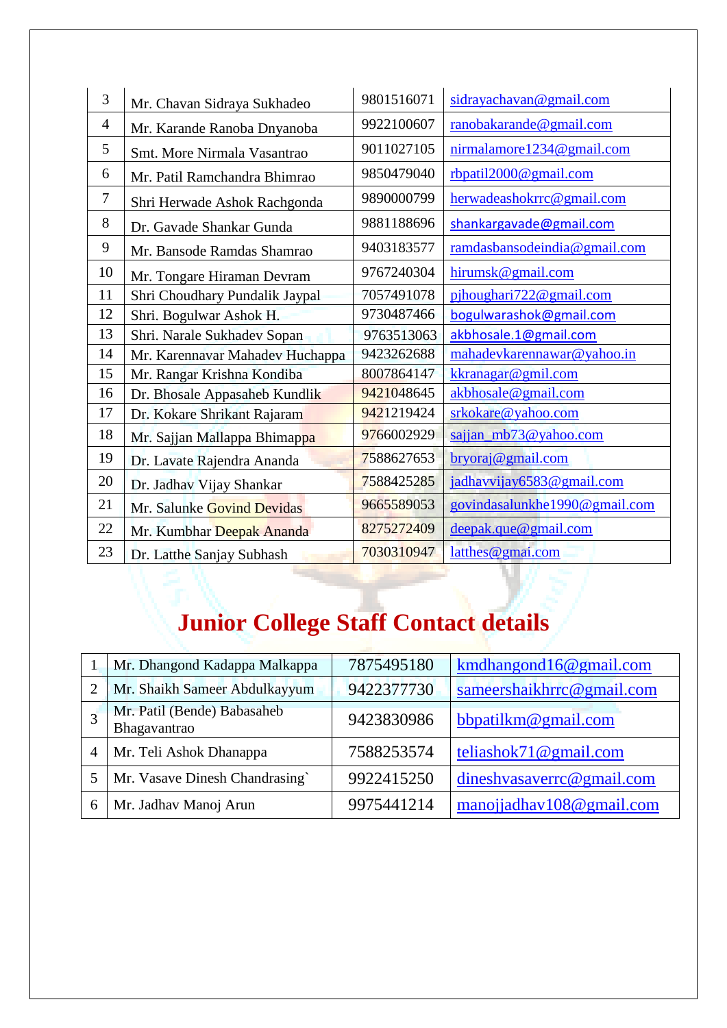| | | | |
|---|---|---|---|
| 3 | Mr. Chavan Sidraya Sukhadeo | 9801516071 | sidrayachavan@gmail.com |
| 4 | Mr. Karande Ranoba Dnyanoba | 9922100607 | ranobakarande@gmail.com |
| 5 | Smt. More Nirmala Vasantrao | 9011027105 | nirmalamore1234@gmail.com |
| 6 | Mr. Patil Ramchandra Bhimrao | 9850479040 | rbpatil2000@gmail.com |
| 7 | Shri Herwade Ashok Rachgonda | 9890000799 | herwadeashokrrc@gmail.com |
| 8 | Dr. Gavade Shankar Gunda | 9881188696 | shankargavade@gmail.com |
| 9 | Mr. Bansode Ramdas Shamrao | 9403183577 | ramdasbansodeindia@gmail.com |
| 10 | Mr. Tongare Hiraman Devram | 9767240304 | hirumsk@gmail.com |
| 11 | Shri Choudhary Pundalik Jaypal | 7057491078 | pjhoughari722@gmail.com |
| 12 | Shri. Bogulwar Ashok H. | 9730487466 | bogulwarashok@gmail.com |
| 13 | Shri. Narale Sukhadev Sopan | 9763513063 | akbhosale.1@gmail.com |
| 14 | Mr. Karennavar Mahadev Huchappa | 9423262688 | mahadevkarennawar@yahoo.in |
| 15 | Mr. Rangar Krishna Kondiba | 8007864147 | kkranagar@gmil.com |
| 16 | Dr. Bhosale Appasaheb Kundlik | 9421048645 | akbhosale@gmail.com |
| 17 | Dr. Kokare Shrikant Rajaram | 9421219424 | srkokare@yahoo.com |
| 18 | Mr. Sajjan Mallappa Bhimappa | 9766002929 | sajjan_mb73@yahoo.com |
| 19 | Dr. Lavate Rajendra Ananda | 7588627653 | bryoraj@gmail.com |
| 20 | Dr. Jadhav Vijay Shankar | 7588425285 | jadhavvijay6583@gmail.com |
| 21 | Mr. Salunke Govind Devidas | 9665589053 | govindasalunkhe1990@gmail.com |
| 22 | Mr. Kumbhar Deepak Ananda | 8275272409 | deepak.que@gmail.com |
| 23 | Dr. Latthe Sanjay Subhash | 7030310947 | latthes@gmai.com |

# Junior College Staff Contact details

| | | | |
|---|---|---|---|
| 1 | Mr. Dhangond Kadappa Malkappa | 7875495180 | kmdhangond16@gmail.com |
| 2 | Mr. Shaikh Sameer Abdulkayyum | 9422377730 | sameershaikhrrc@gmail.com |
| 3 | Mr. Patil (Bende) Babasaheb Bhagavantrao | 9423830986 | bbpatilkm@gmail.com |
| 4 | Mr. Teli Ashok Dhanappa | 7588253574 | teliashok71@gmail.com |
| 5 | Mr. Vasave Dinesh Chandrasing` | 9922415250 | dineshvasaverrc@gmail.com |
| 6 | Mr. Jadhav Manoj Arun | 9975441214 | manojjadhav108@gmail.com |